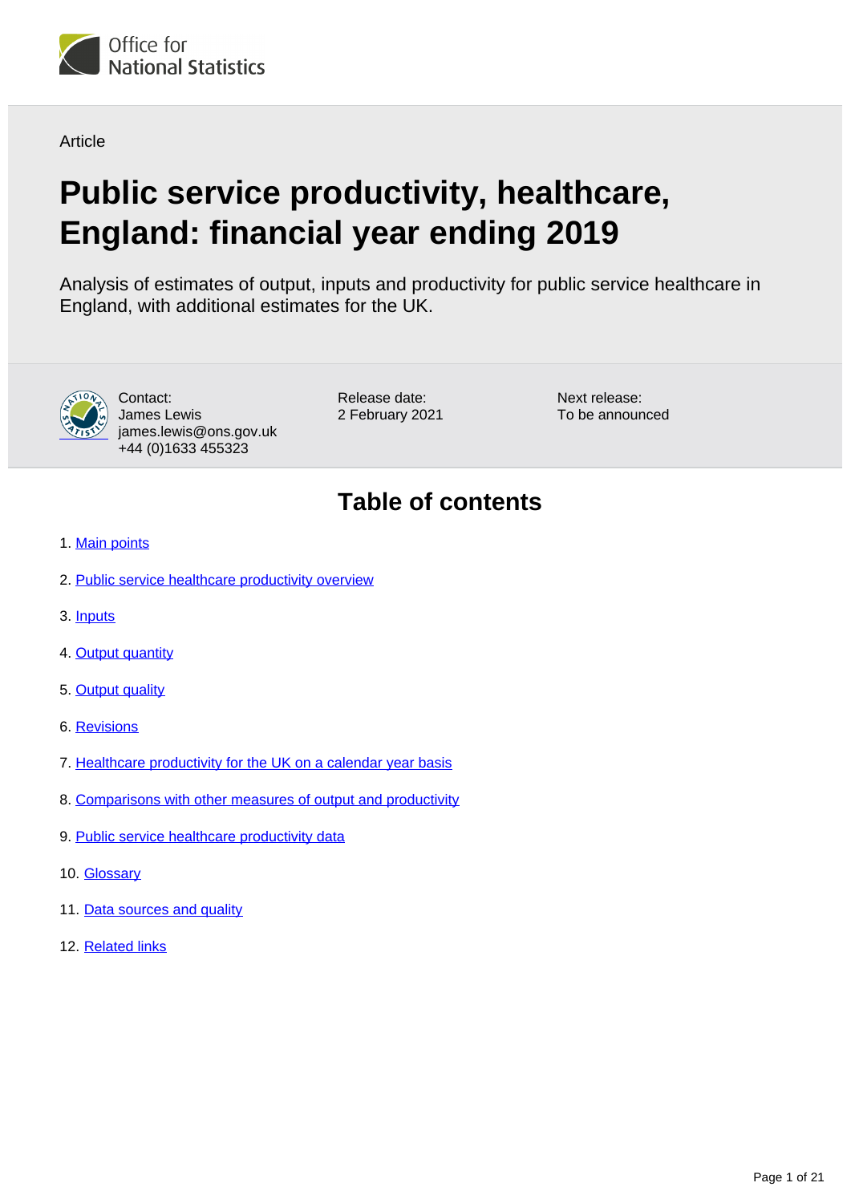Office for National Statistics

Article

# Public service productivity, healthcare, England: financial year ending 2019

Analysis of estimates of output, inputs and productivity for public service healthcare in England, with additional estimates for the UK.

Contact:
James Lewis
james.lewis@ons.gov.uk
+44 (0)1633 455323

Release date:
2 February 2021

Next release:
To be announced

## Table of contents

1. Main points
2. Public service healthcare productivity overview
3. Inputs
4. Output quantity
5. Output quality
6. Revisions
7. Healthcare productivity for the UK on a calendar year basis
8. Comparisons with other measures of output and productivity
9. Public service healthcare productivity data
10. Glossary
11. Data sources and quality
12. Related links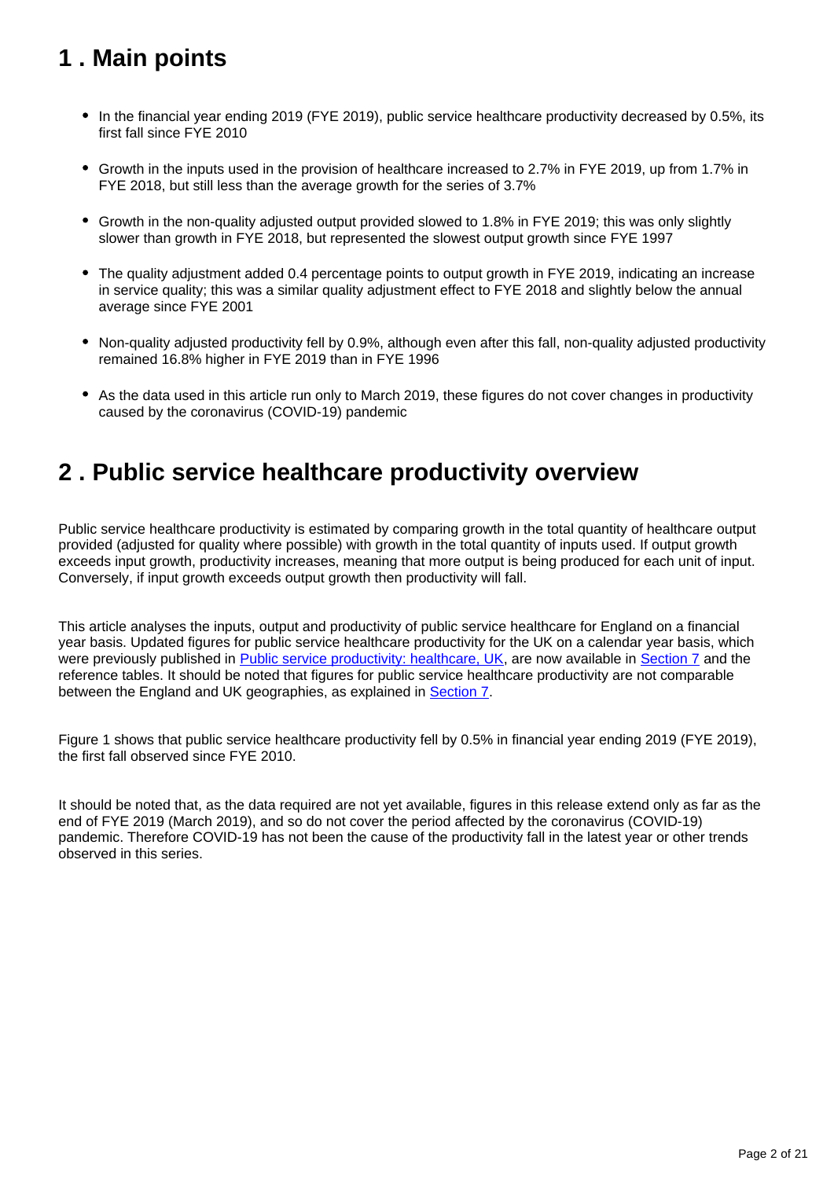## 1 . Main points

- In the financial year ending 2019 (FYE 2019), public service healthcare productivity decreased by 0.5%, its first fall since FYE 2010
- Growth in the inputs used in the provision of healthcare increased to 2.7% in FYE 2019, up from 1.7% in FYE 2018, but still less than the average growth for the series of 3.7%
- Growth in the non-quality adjusted output provided slowed to 1.8% in FYE 2019; this was only slightly slower than growth in FYE 2018, but represented the slowest output growth since FYE 1997
- The quality adjustment added 0.4 percentage points to output growth in FYE 2019, indicating an increase in service quality; this was a similar quality adjustment effect to FYE 2018 and slightly below the annual average since FYE 2001
- Non-quality adjusted productivity fell by 0.9%, although even after this fall, non-quality adjusted productivity remained 16.8% higher in FYE 2019 than in FYE 1996
- As the data used in this article run only to March 2019, these figures do not cover changes in productivity caused by the coronavirus (COVID-19) pandemic

## 2 . Public service healthcare productivity overview

Public service healthcare productivity is estimated by comparing growth in the total quantity of healthcare output provided (adjusted for quality where possible) with growth in the total quantity of inputs used. If output growth exceeds input growth, productivity increases, meaning that more output is being produced for each unit of input. Conversely, if input growth exceeds output growth then productivity will fall.

This article analyses the inputs, output and productivity of public service healthcare for England on a financial year basis. Updated figures for public service healthcare productivity for the UK on a calendar year basis, which were previously published in [Public service productivity: healthcare, UK](), are now available in [Section 7]() and the reference tables. It should be noted that figures for public service healthcare productivity are not comparable between the England and UK geographies, as explained in [Section 7]().

Figure 1 shows that public service healthcare productivity fell by 0.5% in financial year ending 2019 (FYE 2019), the first fall observed since FYE 2010.

It should be noted that, as the data required are not yet available, figures in this release extend only as far as the end of FYE 2019 (March 2019), and so do not cover the period affected by the coronavirus (COVID-19) pandemic. Therefore COVID-19 has not been the cause of the productivity fall in the latest year or other trends observed in this series.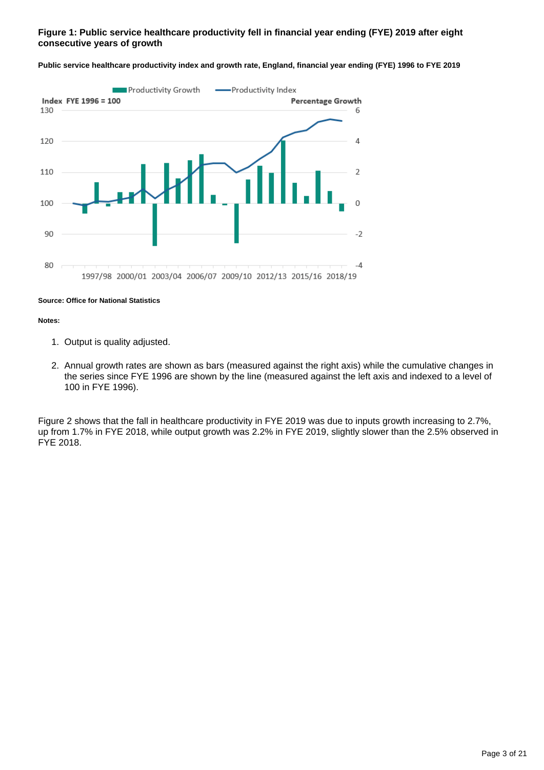**Figure 1: Public service healthcare productivity fell in financial year ending (FYE) 2019 after eight consecutive years of growth**

**Public service healthcare productivity index and growth rate, England, financial year ending (FYE) 1996 to FYE 2019**

**Source: Office for National Statistics**

**Notes:**

1. Output is quality adjusted.

2. Annual growth rates are shown as bars (measured against the right axis) while the cumulative changes in the series since FYE 1996 are shown by the line (measured against the left axis and indexed to a level of 100 in FYE 1996).

Figure 2 shows that the fall in healthcare productivity in FYE 2019 was due to inputs growth increasing to 2.7%, up from 1.7% in FYE 2018, while output growth was 2.2% in FYE 2019, slightly slower than the 2.5% observed in FYE 2018.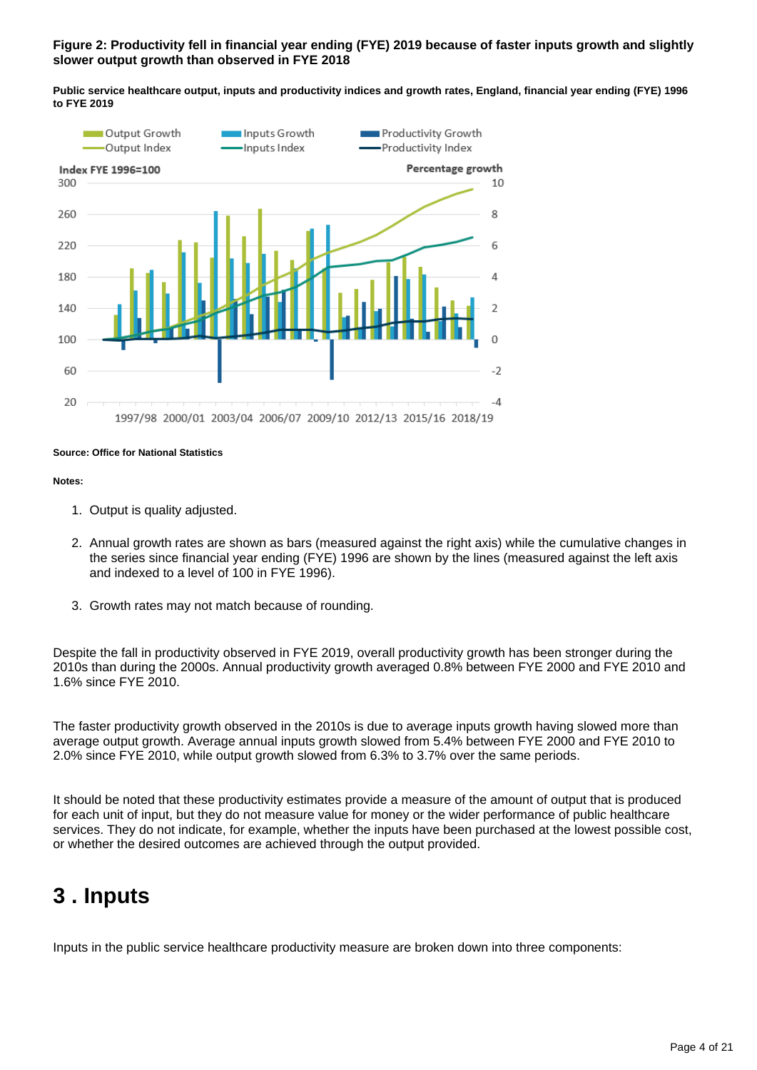**Figure 2: Productivity fell in financial year ending (FYE) 2019 because of faster inputs growth and slightly slower output growth than observed in FYE 2018**

**Public service healthcare output, inputs and productivity indices and growth rates, England, financial year ending (FYE) 1996 to FYE 2019**

**Source: Office for National Statistics**

**Notes:**

1. Output is quality adjusted.
2. Annual growth rates are shown as bars (measured against the right axis) while the cumulative changes in the series since financial year ending (FYE) 1996 are shown by the lines (measured against the left axis and indexed to a level of 100 in FYE 1996).
3. Growth rates may not match because of rounding.

Despite the fall in productivity observed in FYE 2019, overall productivity growth has been stronger during the 2010s than during the 2000s. Annual productivity growth averaged 0.8% between FYE 2000 and FYE 2010 and 1.6% since FYE 2010.

The faster productivity growth observed in the 2010s is due to average inputs growth having slowed more than average output growth. Average annual inputs growth slowed from 5.4% between FYE 2000 and FYE 2010 to 2.0% since FYE 2010, while output growth slowed from 6.3% to 3.7% over the same periods.

It should be noted that these productivity estimates provide a measure of the amount of output that is produced for each unit of input, but they do not measure value for money or the wider performance of public healthcare services. They do not indicate, for example, whether the inputs have been purchased at the lowest possible cost, or whether the desired outcomes are achieved through the output provided.

# 3 . Inputs

Inputs in the public service healthcare productivity measure are broken down into three components: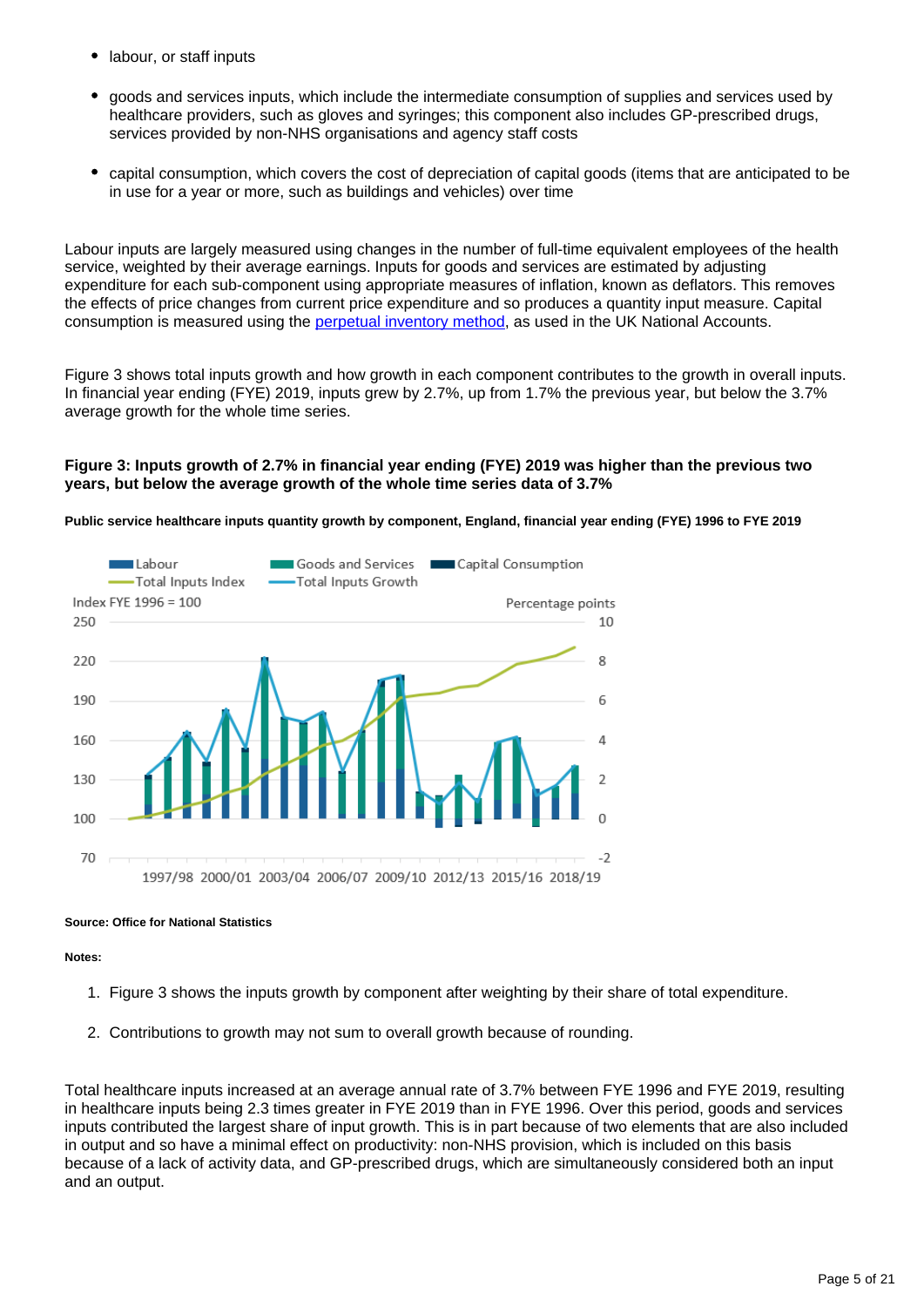- labour, or staff inputs
- goods and services inputs, which include the intermediate consumption of supplies and services used by healthcare providers, such as gloves and syringes; this component also includes GP-prescribed drugs, services provided by non-NHS organisations and agency staff costs
- capital consumption, which covers the cost of depreciation of capital goods (items that are anticipated to be in use for a year or more, such as buildings and vehicles) over time

Labour inputs are largely measured using changes in the number of full-time equivalent employees of the health service, weighted by their average earnings. Inputs for goods and services are estimated by adjusting expenditure for each sub-component using appropriate measures of inflation, known as deflators. This removes the effects of price changes from current price expenditure and so produces a quantity input measure. Capital consumption is measured using the [perpetual inventory method](), as used in the UK National Accounts.

Figure 3 shows total inputs growth and how growth in each component contributes to the growth in overall inputs. In financial year ending (FYE) 2019, inputs grew by 2.7%, up from 1.7% the previous year, but below the 3.7% average growth for the whole time series.

**Figure 3: Inputs growth of 2.7% in financial year ending (FYE) 2019 was higher than the previous two years, but below the average growth of the whole time series data of 3.7%**

**Public service healthcare inputs quantity growth by component, England, financial year ending (FYE) 1996 to FYE 2019**

**Source: Office for National Statistics**

**Notes:**

1. Figure 3 shows the inputs growth by component after weighting by their share of total expenditure.
2. Contributions to growth may not sum to overall growth because of rounding.

Total healthcare inputs increased at an average annual rate of 3.7% between FYE 1996 and FYE 2019, resulting in healthcare inputs being 2.3 times greater in FYE 2019 than in FYE 1996. Over this period, goods and services inputs contributed the largest share of input growth. This is in part because of two elements that are also included in output and so have a minimal effect on productivity: non-NHS provision, which is included on this basis because of a lack of activity data, and GP-prescribed drugs, which are simultaneously considered both an input and an output.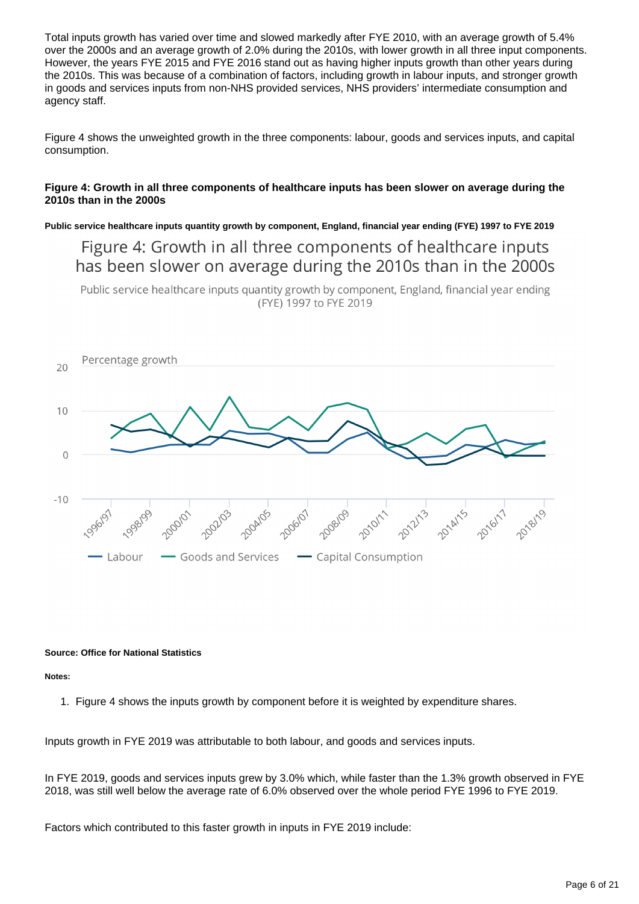Total inputs growth has varied over time and slowed markedly after FYE 2010, with an average growth of 5.4% over the 2000s and an average growth of 2.0% during the 2010s, with lower growth in all three input components. However, the years FYE 2015 and FYE 2016 stand out as having higher inputs growth than other years during the 2010s. This was because of a combination of factors, including growth in labour inputs, and stronger growth in goods and services inputs from non-NHS provided services, NHS providers' intermediate consumption and agency staff.

Figure 4 shows the unweighted growth in the three components: labour, goods and services inputs, and capital consumption.

**Figure 4: Growth in all three components of healthcare inputs has been slower on average during the 2010s than in the 2000s**

**Public service healthcare inputs quantity growth by component, England, financial year ending (FYE) 1997 to FYE 2019**

**Source: Office for National Statistics**

**Notes:**

1. Figure 4 shows the inputs growth by component before it is weighted by expenditure shares.

Inputs growth in FYE 2019 was attributable to both labour, and goods and services inputs.

In FYE 2019, goods and services inputs grew by 3.0% which, while faster than the 1.3% growth observed in FYE 2018, was still well below the average rate of 6.0% observed over the whole period FYE 1996 to FYE 2019.

Factors which contributed to this faster growth in inputs in FYE 2019 include: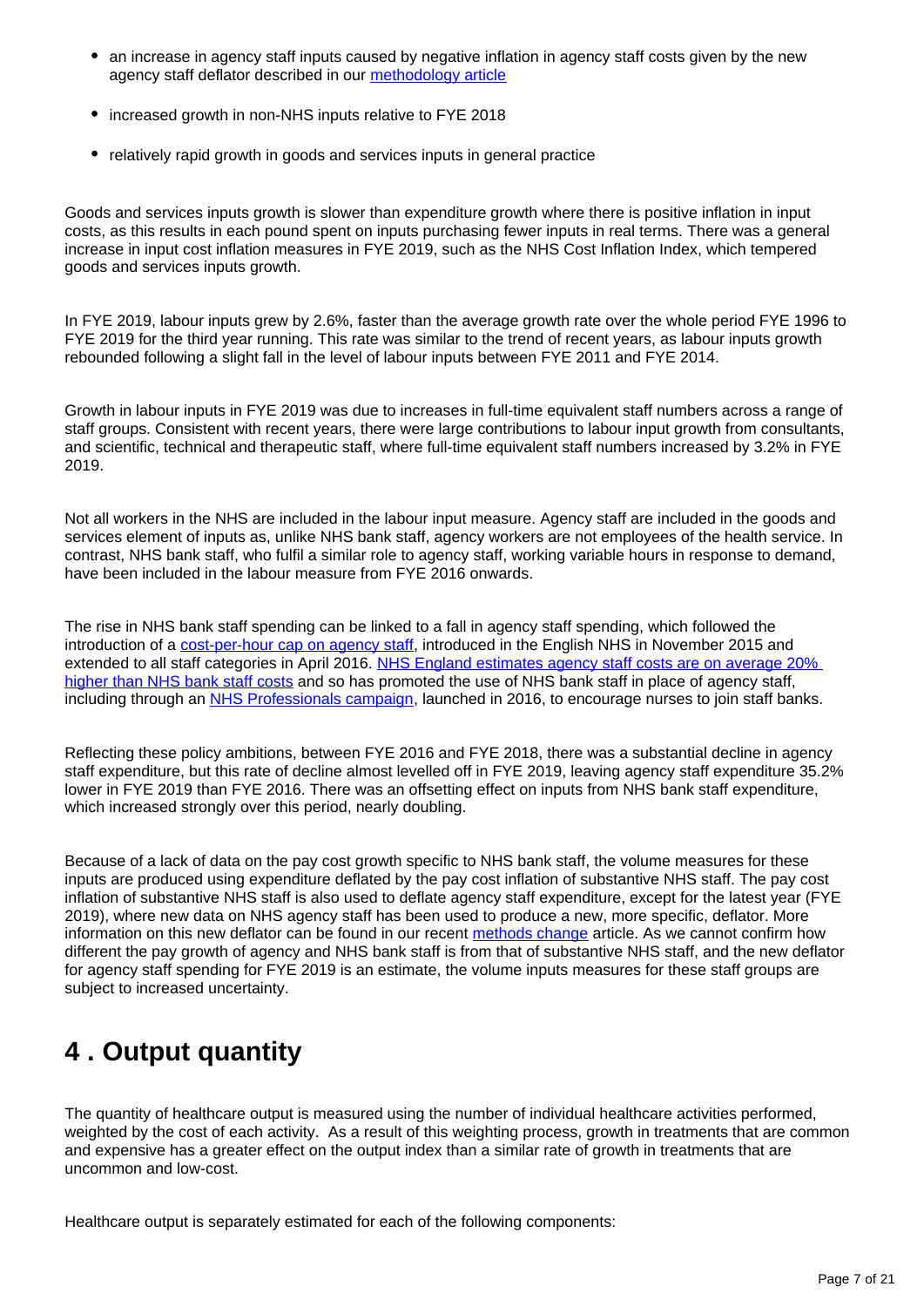- an increase in agency staff inputs caused by negative inflation in agency staff costs given by the new agency staff deflator described in our [methodology article](methodology article)
- increased growth in non-NHS inputs relative to FYE 2018
- relatively rapid growth in goods and services inputs in general practice

Goods and services inputs growth is slower than expenditure growth where there is positive inflation in input costs, as this results in each pound spent on inputs purchasing fewer inputs in real terms. There was a general increase in input cost inflation measures in FYE 2019, such as the NHS Cost Inflation Index, which tempered goods and services inputs growth.

In FYE 2019, labour inputs grew by 2.6%, faster than the average growth rate over the whole period FYE 1996 to FYE 2019 for the third year running. This rate was similar to the trend of recent years, as labour inputs growth rebounded following a slight fall in the level of labour inputs between FYE 2011 and FYE 2014.

Growth in labour inputs in FYE 2019 was due to increases in full-time equivalent staff numbers across a range of staff groups. Consistent with recent years, there were large contributions to labour input growth from consultants, and scientific, technical and therapeutic staff, where full-time equivalent staff numbers increased by 3.2% in FYE 2019.

Not all workers in the NHS are included in the labour input measure. Agency staff are included in the goods and services element of inputs as, unlike NHS bank staff, agency workers are not employees of the health service. In contrast, NHS bank staff, who fulfil a similar role to agency staff, working variable hours in response to demand, have been included in the labour measure from FYE 2016 onwards.

The rise in NHS bank staff spending can be linked to a fall in agency staff spending, which followed the introduction of a cost-per-hour cap on agency staff, introduced in the English NHS in November 2015 and extended to all staff categories in April 2016. NHS England estimates agency staff costs are on average 20% higher than NHS bank staff costs and so has promoted the use of NHS bank staff in place of agency staff, including through an NHS Professionals campaign, launched in 2016, to encourage nurses to join staff banks.

Reflecting these policy ambitions, between FYE 2016 and FYE 2018, there was a substantial decline in agency staff expenditure, but this rate of decline almost levelled off in FYE 2019, leaving agency staff expenditure 35.2% lower in FYE 2019 than FYE 2016. There was an offsetting effect on inputs from NHS bank staff expenditure, which increased strongly over this period, nearly doubling.

Because of a lack of data on the pay cost growth specific to NHS bank staff, the volume measures for these inputs are produced using expenditure deflated by the pay cost inflation of substantive NHS staff. The pay cost inflation of substantive NHS staff is also used to deflate agency staff expenditure, except for the latest year (FYE 2019), where new data on NHS agency staff has been used to produce a new, more specific, deflator. More information on this new deflator can be found in our recent methods change article. As we cannot confirm how different the pay growth of agency and NHS bank staff is from that of substantive NHS staff, and the new deflator for agency staff spending for FYE 2019 is an estimate, the volume inputs measures for these staff groups are subject to increased uncertainty.

# 4 . Output quantity

The quantity of healthcare output is measured using the number of individual healthcare activities performed, weighted by the cost of each activity. As a result of this weighting process, growth in treatments that are common and expensive has a greater effect on the output index than a similar rate of growth in treatments that are uncommon and low-cost.

Healthcare output is separately estimated for each of the following components: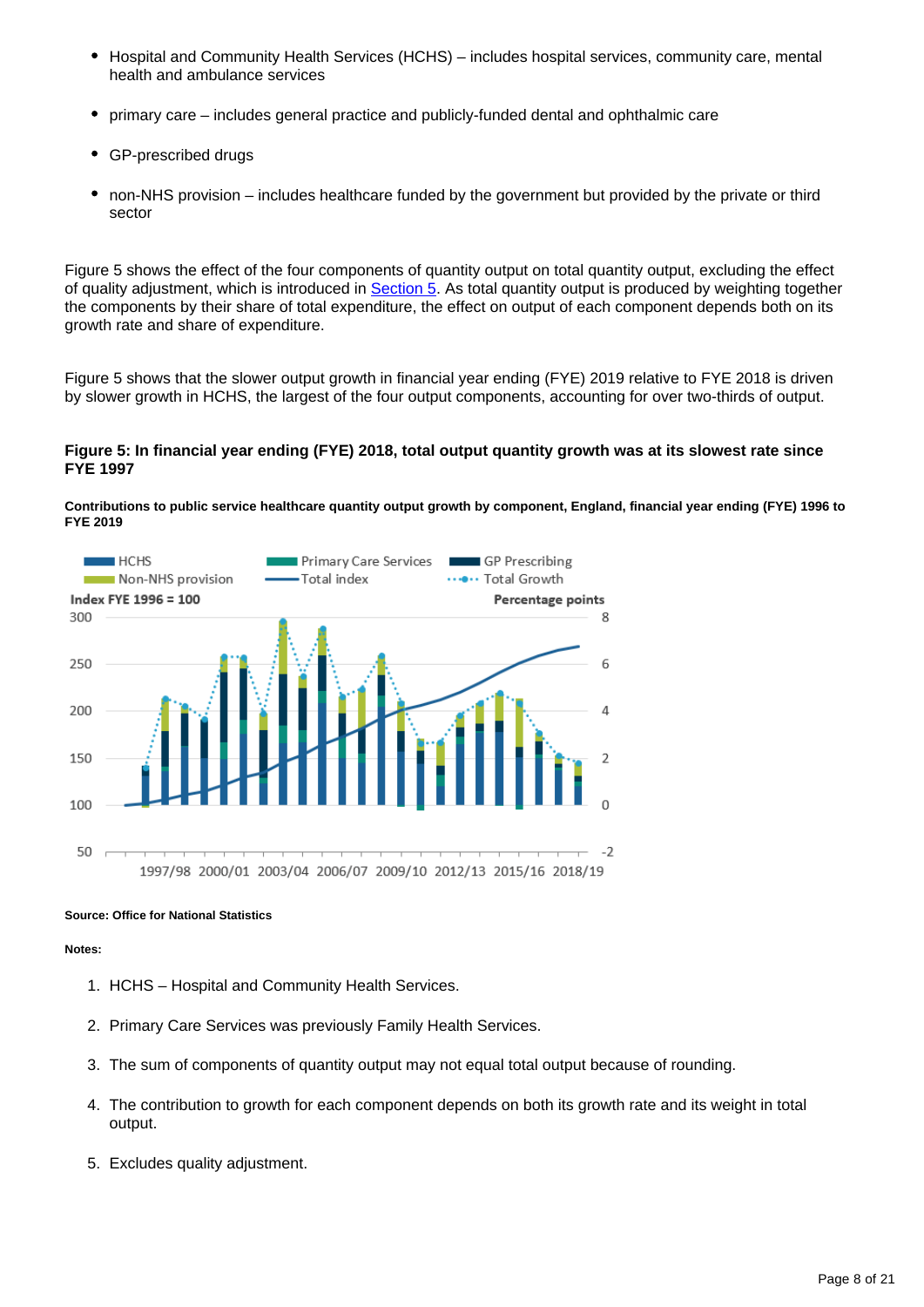- Hospital and Community Health Services (HCHS) – includes hospital services, community care, mental health and ambulance services
- primary care – includes general practice and publicly-funded dental and ophthalmic care
- GP-prescribed drugs
- non-NHS provision – includes healthcare funded by the government but provided by the private or third sector

Figure 5 shows the effect of the four components of quantity output on total quantity output, excluding the effect of quality adjustment, which is introduced in Section 5. As total quantity output is produced by weighting together the components by their share of total expenditure, the effect on output of each component depends both on its growth rate and share of expenditure.

Figure 5 shows that the slower output growth in financial year ending (FYE) 2019 relative to FYE 2018 is driven by slower growth in HCHS, the largest of the four output components, accounting for over two-thirds of output.

### Figure 5: In financial year ending (FYE) 2018, total output quantity growth was at its slowest rate since FYE 1997

**Contributions to public service healthcare quantity output growth by component, England, financial year ending (FYE) 1996 to FYE 2019**

**Source: Office for National Statistics**

**Notes:**

1. HCHS – Hospital and Community Health Services.
2. Primary Care Services was previously Family Health Services.
3. The sum of components of quantity output may not equal total output because of rounding.
4. The contribution to growth for each component depends on both its growth rate and its weight in total output.
5. Excludes quality adjustment.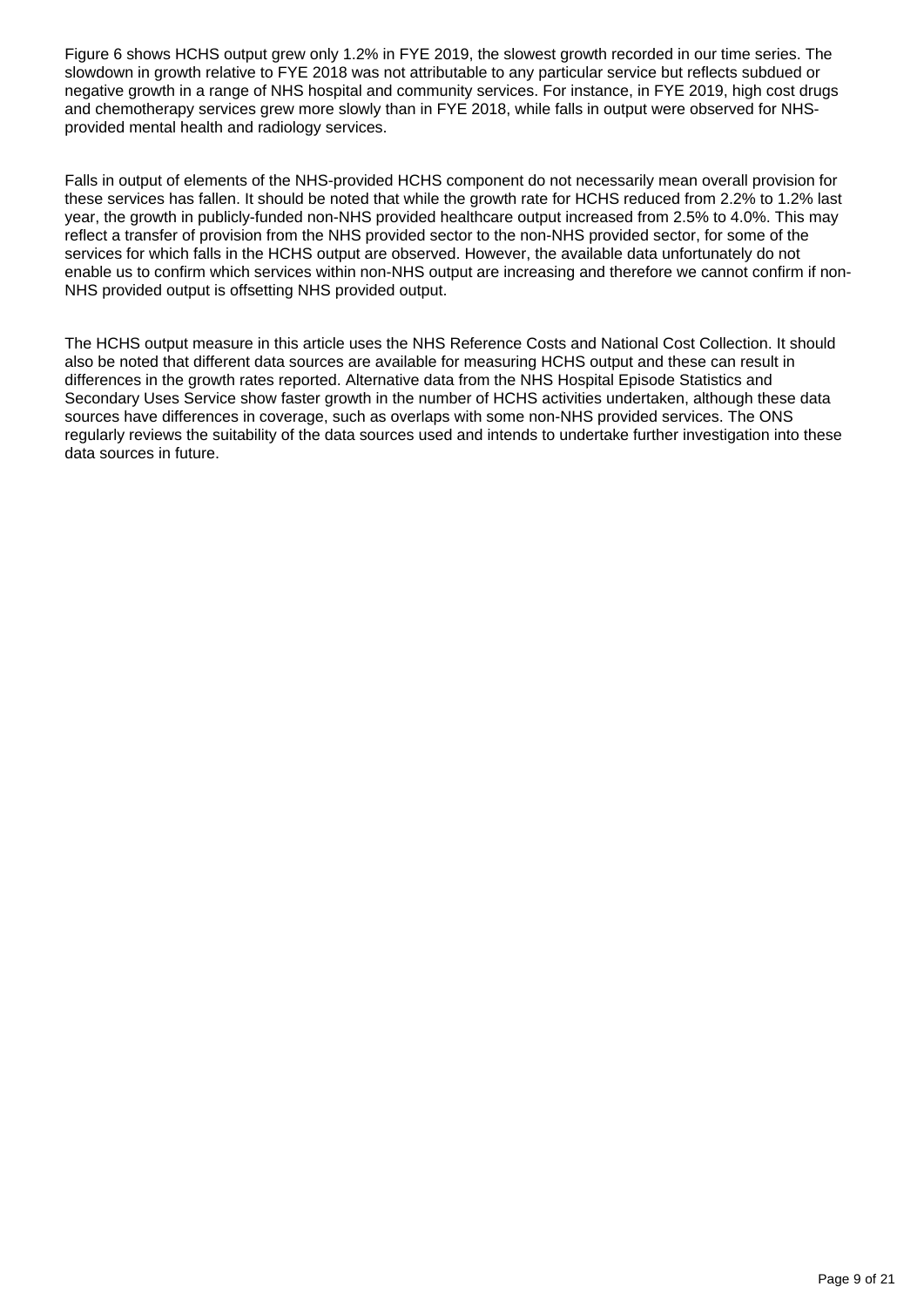Figure 6 shows HCHS output grew only 1.2% in FYE 2019, the slowest growth recorded in our time series. The slowdown in growth relative to FYE 2018 was not attributable to any particular service but reflects subdued or negative growth in a range of NHS hospital and community services. For instance, in FYE 2019, high cost drugs and chemotherapy services grew more slowly than in FYE 2018, while falls in output were observed for NHS-provided mental health and radiology services.

Falls in output of elements of the NHS-provided HCHS component do not necessarily mean overall provision for these services has fallen. It should be noted that while the growth rate for HCHS reduced from 2.2% to 1.2% last year, the growth in publicly-funded non-NHS provided healthcare output increased from 2.5% to 4.0%. This may reflect a transfer of provision from the NHS provided sector to the non-NHS provided sector, for some of the services for which falls in the HCHS output are observed. However, the available data unfortunately do not enable us to confirm which services within non-NHS output are increasing and therefore we cannot confirm if non-NHS provided output is offsetting NHS provided output.

The HCHS output measure in this article uses the NHS Reference Costs and National Cost Collection. It should also be noted that different data sources are available for measuring HCHS output and these can result in differences in the growth rates reported. Alternative data from the NHS Hospital Episode Statistics and Secondary Uses Service show faster growth in the number of HCHS activities undertaken, although these data sources have differences in coverage, such as overlaps with some non-NHS provided services. The ONS regularly reviews the suitability of the data sources used and intends to undertake further investigation into these data sources in future.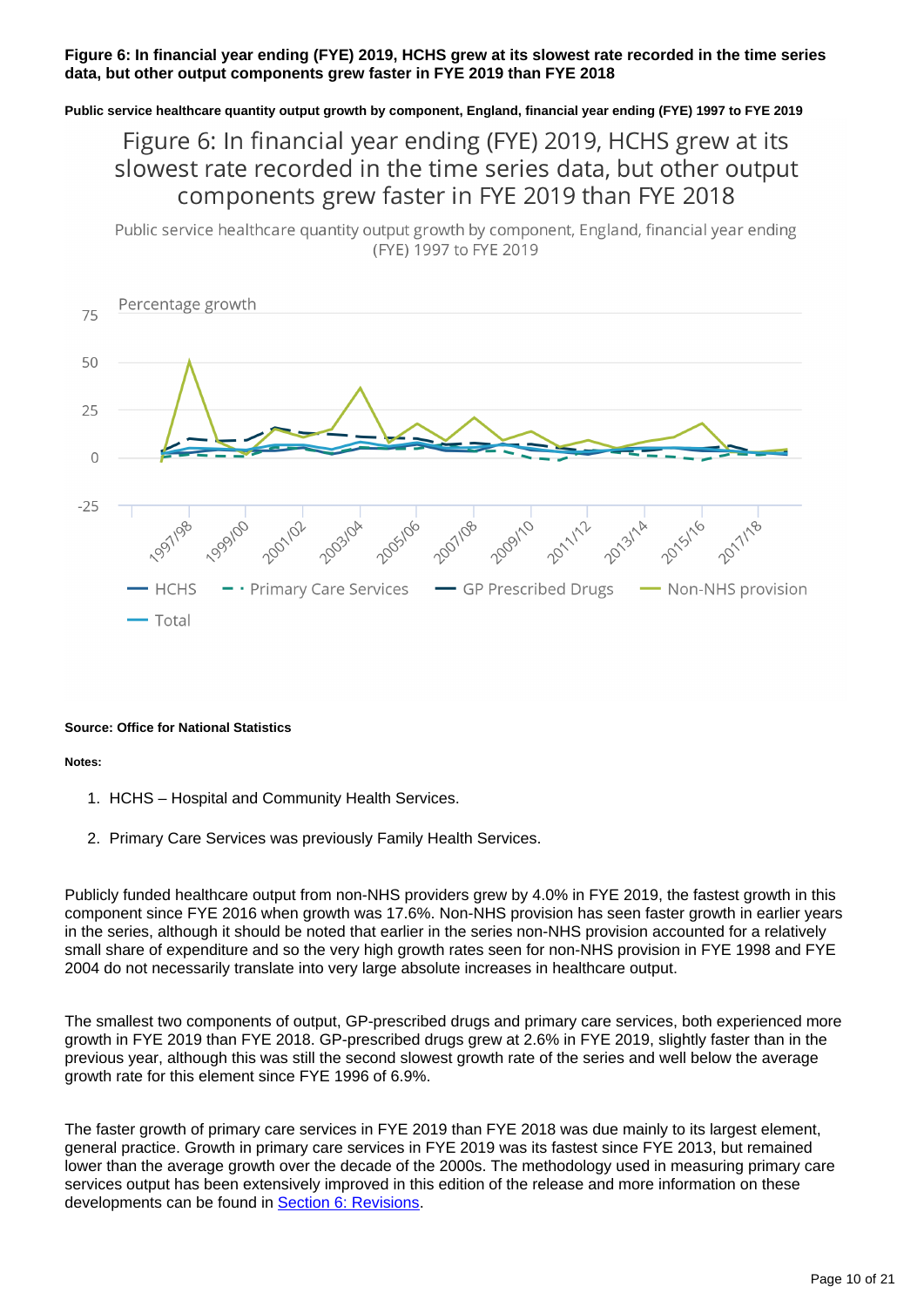**Figure 6: In financial year ending (FYE) 2019, HCHS grew at its slowest rate recorded in the time series data, but other output components grew faster in FYE 2019 than FYE 2018**

**Public service healthcare quantity output growth by component, England, financial year ending (FYE) 1997 to FYE 2019**

**Source: Office for National Statistics**

**Notes:**

1. HCHS – Hospital and Community Health Services.
2. Primary Care Services was previously Family Health Services.

Publicly funded healthcare output from non-NHS providers grew by 4.0% in FYE 2019, the fastest growth in this component since FYE 2016 when growth was 17.6%. Non-NHS provision has seen faster growth in earlier years in the series, although it should be noted that earlier in the series non-NHS provision accounted for a relatively small share of expenditure and so the very high growth rates seen for non-NHS provision in FYE 1998 and FYE 2004 do not necessarily translate into very large absolute increases in healthcare output.

The smallest two components of output, GP-prescribed drugs and primary care services, both experienced more growth in FYE 2019 than FYE 2018. GP-prescribed drugs grew at 2.6% in FYE 2019, slightly faster than in the previous year, although this was still the second slowest growth rate of the series and well below the average growth rate for this element since FYE 1996 of 6.9%.

The faster growth of primary care services in FYE 2019 than FYE 2018 was due mainly to its largest element, general practice. Growth in primary care services in FYE 2019 was its fastest since FYE 2013, but remained lower than the average growth over the decade of the 2000s. The methodology used in measuring primary care services output has been extensively improved in this edition of the release and more information on these developments can be found in Section 6: Revisions.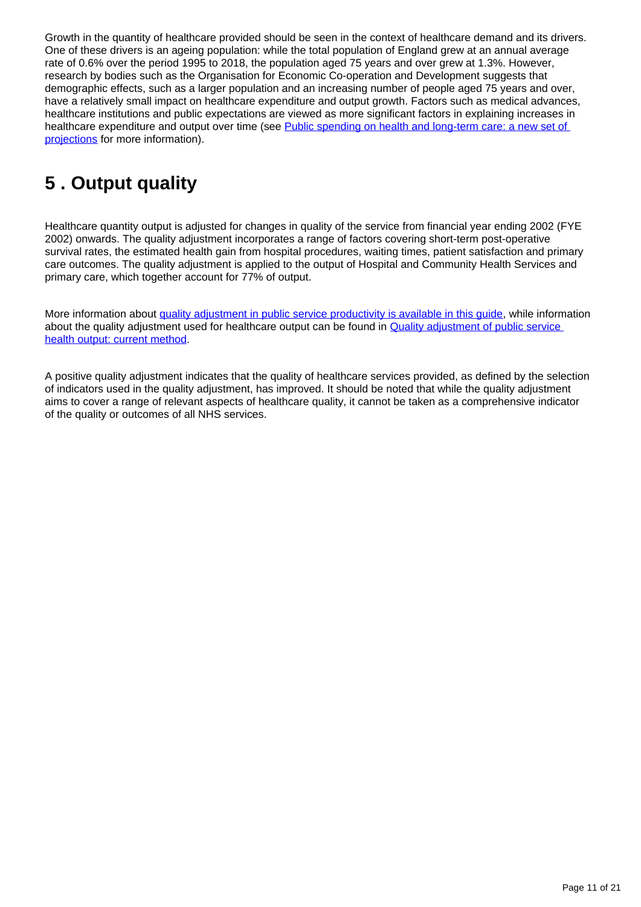Growth in the quantity of healthcare provided should be seen in the context of healthcare demand and its drivers. One of these drivers is an ageing population: while the total population of England grew at an annual average rate of 0.6% over the period 1995 to 2018, the population aged 75 years and over grew at 1.3%. However, research by bodies such as the Organisation for Economic Co-operation and Development suggests that demographic effects, such as a larger population and an increasing number of people aged 75 years and over, have a relatively small impact on healthcare expenditure and output growth. Factors such as medical advances, healthcare institutions and public expectations are viewed as more significant factors in explaining increases in healthcare expenditure and output over time (see [Public spending on health and long-term care: a new set of projections]() for more information).

## 5 . Output quality

Healthcare quantity output is adjusted for changes in quality of the service from financial year ending 2002 (FYE 2002) onwards. The quality adjustment incorporates a range of factors covering short-term post-operative survival rates, the estimated health gain from hospital procedures, waiting times, patient satisfaction and primary care outcomes. The quality adjustment is applied to the output of Hospital and Community Health Services and primary care, which together account for 77% of output.

More information about [quality adjustment in public service productivity is available in this guide](), while information about the quality adjustment used for healthcare output can be found in [Quality adjustment of public service health output: current method]().

A positive quality adjustment indicates that the quality of healthcare services provided, as defined by the selection of indicators used in the quality adjustment, has improved. It should be noted that while the quality adjustment aims to cover a range of relevant aspects of healthcare quality, it cannot be taken as a comprehensive indicator of the quality or outcomes of all NHS services.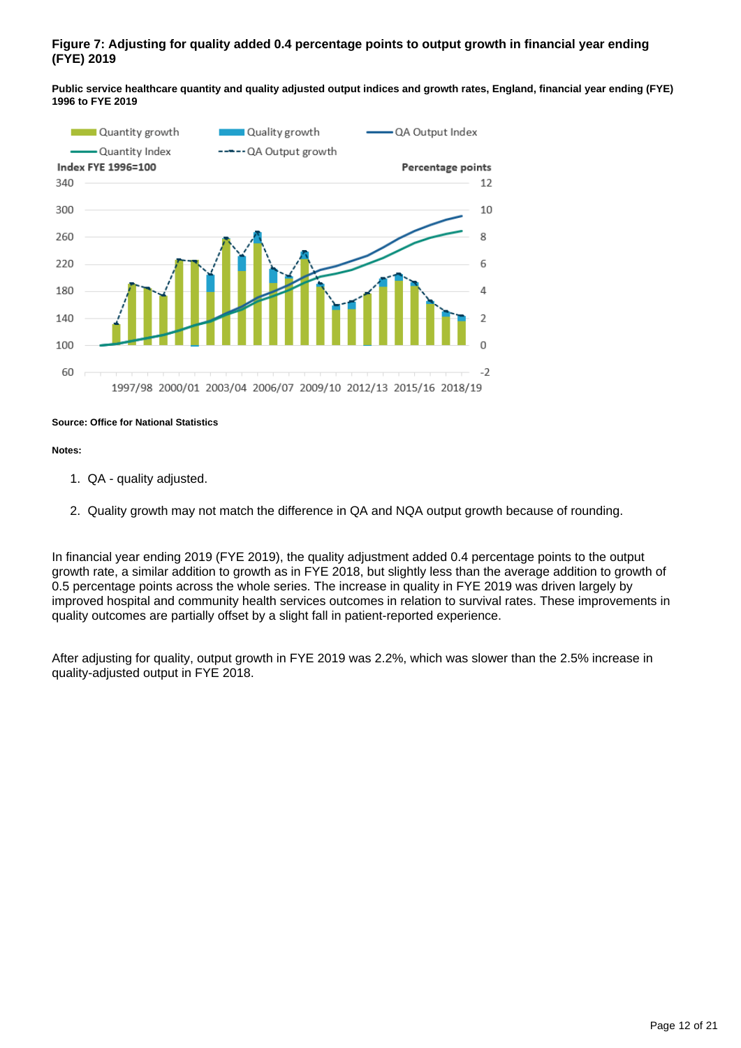### Figure 7: Adjusting for quality added 0.4 percentage points to output growth in financial year ending (FYE) 2019

**Public service healthcare quantity and quality adjusted output indices and growth rates, England, financial year ending (FYE) 1996 to FYE 2019**

**Source: Office for National Statistics**

**Notes:**

1. QA - quality adjusted.
2. Quality growth may not match the difference in QA and NQA output growth because of rounding.

In financial year ending 2019 (FYE 2019), the quality adjustment added 0.4 percentage points to the output growth rate, a similar addition to growth as in FYE 2018, but slightly less than the average addition to growth of 0.5 percentage points across the whole series. The increase in quality in FYE 2019 was driven largely by improved hospital and community health services outcomes in relation to survival rates. These improvements in quality outcomes are partially offset by a slight fall in patient-reported experience.

After adjusting for quality, output growth in FYE 2019 was 2.2%, which was slower than the 2.5% increase in quality-adjusted output in FYE 2018.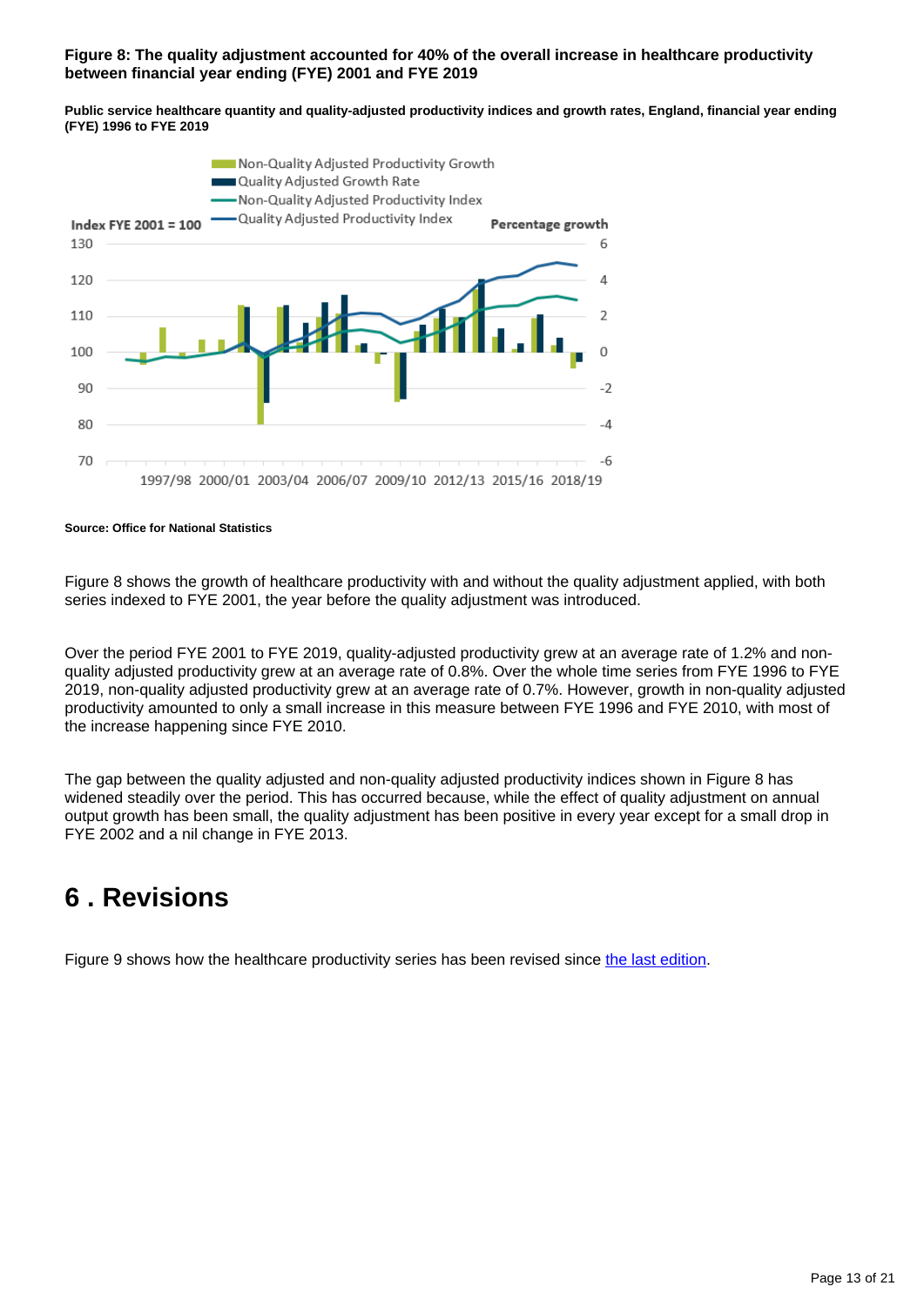**Figure 8: The quality adjustment accounted for 40% of the overall increase in healthcare productivity between financial year ending (FYE) 2001 and FYE 2019**

**Public service healthcare quantity and quality-adjusted productivity indices and growth rates, England, financial year ending (FYE) 1996 to FYE 2019**

**Source: Office for National Statistics**

Figure 8 shows the growth of healthcare productivity with and without the quality adjustment applied, with both series indexed to FYE 2001, the year before the quality adjustment was introduced.

Over the period FYE 2001 to FYE 2019, quality-adjusted productivity grew at an average rate of 1.2% and non-quality adjusted productivity grew at an average rate of 0.8%. Over the whole time series from FYE 1996 to FYE 2019, non-quality adjusted productivity grew at an average rate of 0.7%. However, growth in non-quality adjusted productivity amounted to only a small increase in this measure between FYE 1996 and FYE 2010, with most of the increase happening since FYE 2010.

The gap between the quality adjusted and non-quality adjusted productivity indices shown in Figure 8 has widened steadily over the period. This has occurred because, while the effect of quality adjustment on annual output growth has been small, the quality adjustment has been positive in every year except for a small drop in FYE 2002 and a nil change in FYE 2013.

# 6 . Revisions

Figure 9 shows how the healthcare productivity series has been revised since the last edition.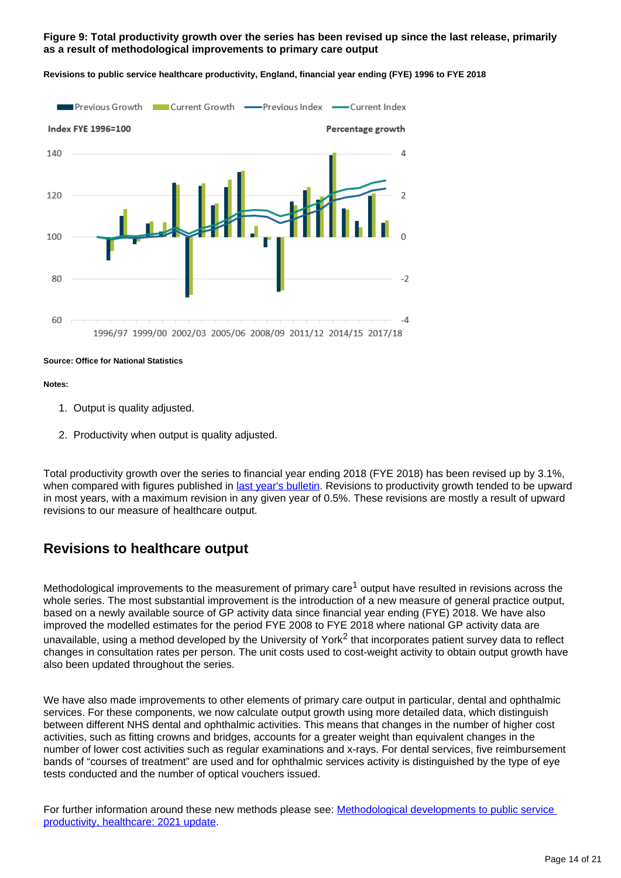**Figure 9: Total productivity growth over the series has been revised up since the last release, primarily as a result of methodological improvements to primary care output**

**Revisions to public service healthcare productivity, England, financial year ending (FYE) 1996 to FYE 2018**

**Source: Office for National Statistics**

**Notes:**

1. Output is quality adjusted.
2. Productivity when output is quality adjusted.

Total productivity growth over the series to financial year ending 2018 (FYE 2018) has been revised up by 3.1%, when compared with figures published in last year's bulletin. Revisions to productivity growth tended to be upward in most years, with a maximum revision in any given year of 0.5%. These revisions are mostly a result of upward revisions to our measure of healthcare output.

## Revisions to healthcare output

Methodological improvements to the measurement of primary care[1] output have resulted in revisions across the whole series. The most substantial improvement is the introduction of a new measure of general practice output, based on a newly available source of GP activity data since financial year ending (FYE) 2018. We have also improved the modelled estimates for the period FYE 2008 to FYE 2018 where national GP activity data are unavailable, using a method developed by the University of York[2] that incorporates patient survey data to reflect changes in consultation rates per person. The unit costs used to cost-weight activity to obtain output growth have also been updated throughout the series.

We have also made improvements to other elements of primary care output in particular, dental and ophthalmic services. For these components, we now calculate output growth using more detailed data, which distinguish between different NHS dental and ophthalmic activities. This means that changes in the number of higher cost activities, such as fitting crowns and bridges, accounts for a greater weight than equivalent changes in the number of lower cost activities such as regular examinations and x-rays. For dental services, five reimbursement bands of "courses of treatment" are used and for ophthalmic services activity is distinguished by the type of eye tests conducted and the number of optical vouchers issued.

For further information around these new methods please see: Methodological developments to public service productivity, healthcare: 2021 update.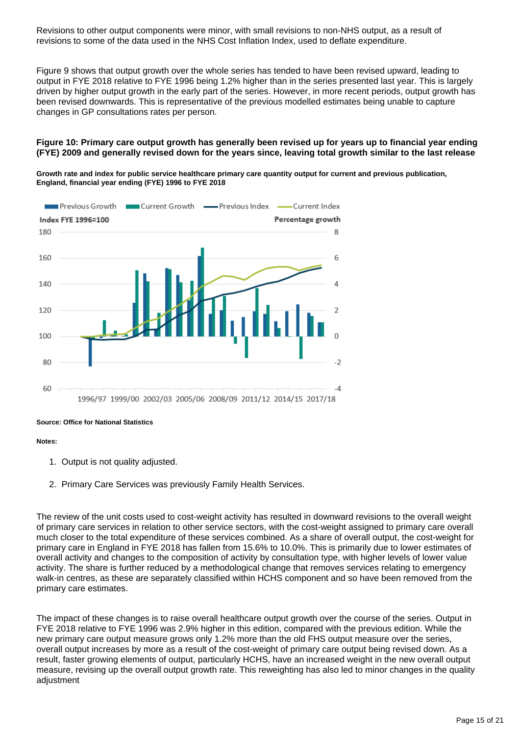Revisions to other output components were minor, with small revisions to non-NHS output, as a result of revisions to some of the data used in the NHS Cost Inflation Index, used to deflate expenditure.

Figure 9 shows that output growth over the whole series has tended to have been revised upward, leading to output in FYE 2018 relative to FYE 1996 being 1.2% higher than in the series presented last year. This is largely driven by higher output growth in the early part of the series. However, in more recent periods, output growth has been revised downwards. This is representative of the previous modelled estimates being unable to capture changes in GP consultations rates per person.

**Figure 10: Primary care output growth has generally been revised up for years up to financial year ending (FYE) 2009 and generally revised down for the years since, leaving total growth similar to the last release**

**Growth rate and index for public service healthcare primary care quantity output for current and previous publication, England, financial year ending (FYE) 1996 to FYE 2018**

**Source: Office for National Statistics**

**Notes:**

1. Output is not quality adjusted.
2. Primary Care Services was previously Family Health Services.

The review of the unit costs used to cost-weight activity has resulted in downward revisions to the overall weight of primary care services in relation to other service sectors, with the cost-weight assigned to primary care overall much closer to the total expenditure of these services combined. As a share of overall output, the cost-weight for primary care in England in FYE 2018 has fallen from 15.6% to 10.0%. This is primarily due to lower estimates of overall activity and changes to the composition of activity by consultation type, with higher levels of lower value activity. The share is further reduced by a methodological change that removes services relating to emergency walk-in centres, as these are separately classified within HCHS component and so have been removed from the primary care estimates.

The impact of these changes is to raise overall healthcare output growth over the course of the series. Output in FYE 2018 relative to FYE 1996 was 2.9% higher in this edition, compared with the previous edition. While the new primary care output measure grows only 1.2% more than the old FHS output measure over the series, overall output increases by more as a result of the cost-weight of primary care output being revised down. As a result, faster growing elements of output, particularly HCHS, have an increased weight in the new overall output measure, revising up the overall output growth rate. This reweighting has also led to minor changes in the quality adjustment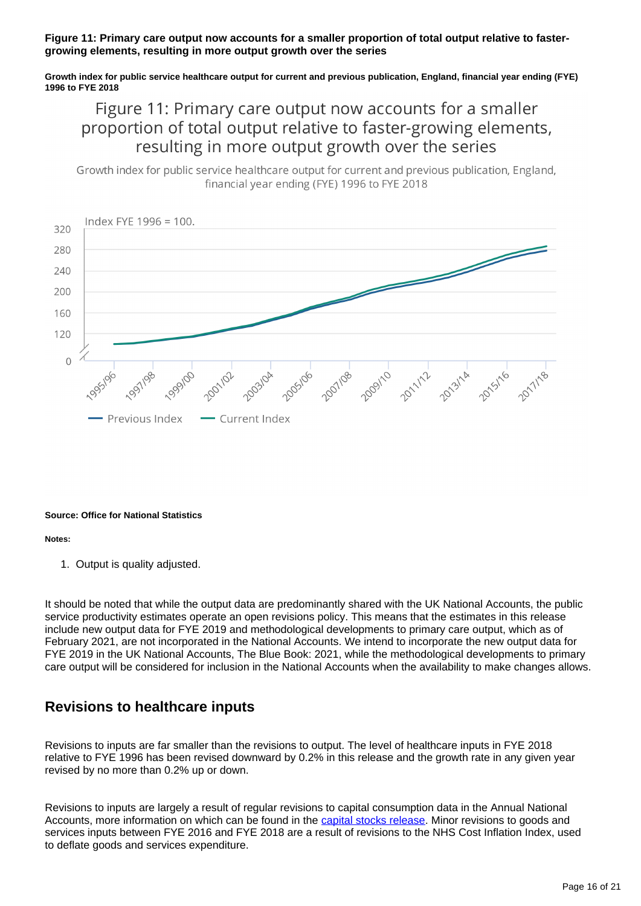**Figure 11: Primary care output now accounts for a smaller proportion of total output relative to faster-growing elements, resulting in more output growth over the series**

**Growth index for public service healthcare output for current and previous publication, England, financial year ending (FYE) 1996 to FYE 2018**

**Source: Office for National Statistics**

**Notes:**

1. Output is quality adjusted.

It should be noted that while the output data are predominantly shared with the UK National Accounts, the public service productivity estimates operate an open revisions policy. This means that the estimates in this release include new output data for FYE 2019 and methodological developments to primary care output, which as of February 2021, are not incorporated in the National Accounts. We intend to incorporate the new output data for FYE 2019 in the UK National Accounts, The Blue Book: 2021, while the methodological developments to primary care output will be considered for inclusion in the National Accounts when the availability to make changes allows.

## Revisions to healthcare inputs

Revisions to inputs are far smaller than the revisions to output. The level of healthcare inputs in FYE 2018 relative to FYE 1996 has been revised downward by 0.2% in this release and the growth rate in any given year revised by no more than 0.2% up or down.

Revisions to inputs are largely a result of regular revisions to capital consumption data in the Annual National Accounts, more information on which can be found in the capital stocks release. Minor revisions to goods and services inputs between FYE 2016 and FYE 2018 are a result of revisions to the NHS Cost Inflation Index, used to deflate goods and services expenditure.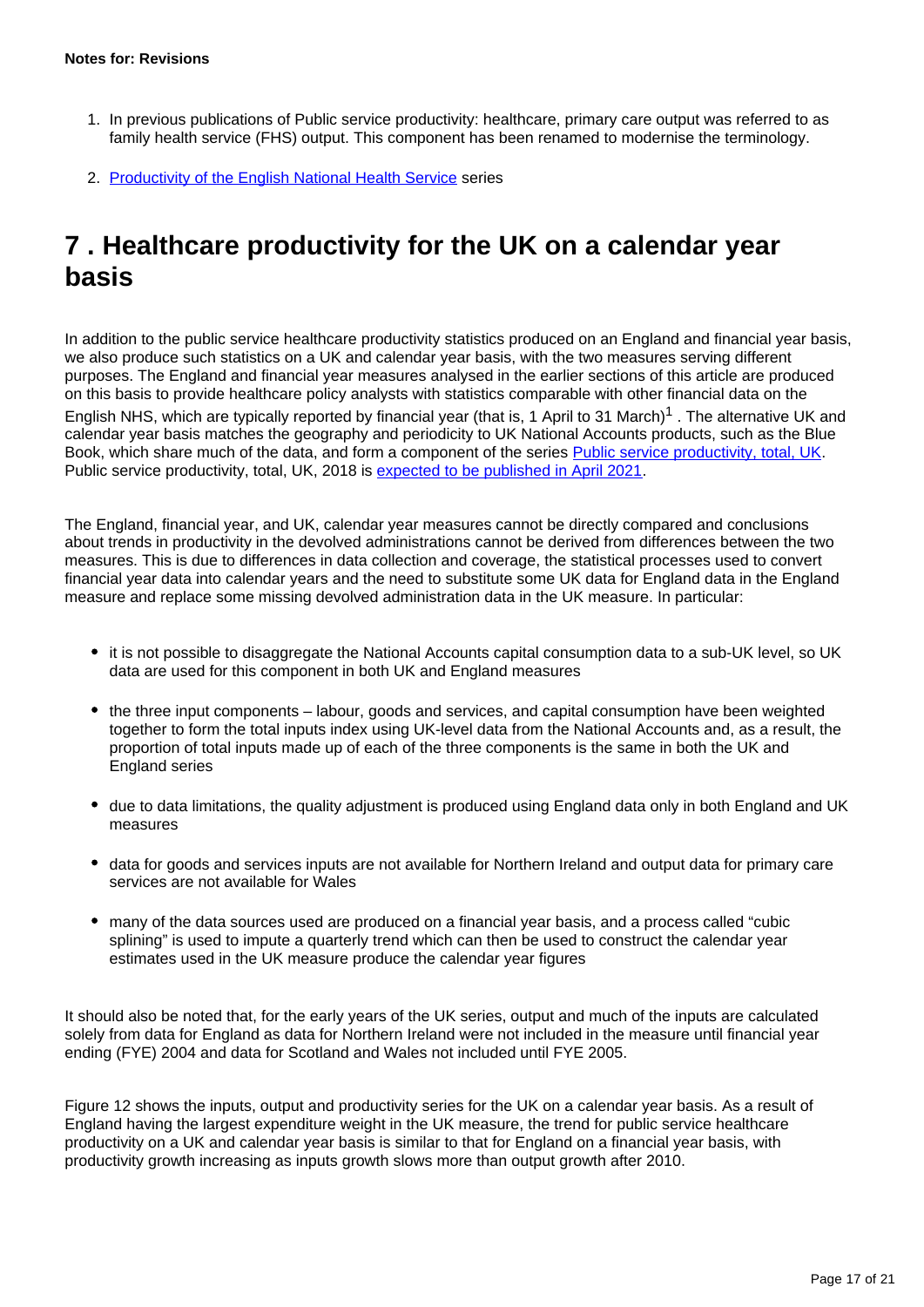**Notes for: Revisions**

1. In previous publications of Public service productivity: healthcare, primary care output was referred to as family health service (FHS) output. This component has been renamed to modernise the terminology.

2. Productivity of the English National Health Service series

## 7 . Healthcare productivity for the UK on a calendar year basis

In addition to the public service healthcare productivity statistics produced on an England and financial year basis, we also produce such statistics on a UK and calendar year basis, with the two measures serving different purposes. The England and financial year measures analysed in the earlier sections of this article are produced on this basis to provide healthcare policy analysts with statistics comparable with other financial data on the English NHS, which are typically reported by financial year (that is, 1 April to 31 March)[1] . The alternative UK and calendar year basis matches the geography and periodicity to UK National Accounts products, such as the Blue Book, which share much of the data, and form a component of the series Public service productivity, total, UK. Public service productivity, total, UK, 2018 is expected to be published in April 2021.

The England, financial year, and UK, calendar year measures cannot be directly compared and conclusions about trends in productivity in the devolved administrations cannot be derived from differences between the two measures. This is due to differences in data collection and coverage, the statistical processes used to convert financial year data into calendar years and the need to substitute some UK data for England data in the England measure and replace some missing devolved administration data in the UK measure. In particular:

- it is not possible to disaggregate the National Accounts capital consumption data to a sub-UK level, so UK data are used for this component in both UK and England measures
- the three input components – labour, goods and services, and capital consumption have been weighted together to form the total inputs index using UK-level data from the National Accounts and, as a result, the proportion of total inputs made up of each of the three components is the same in both the UK and England series
- due to data limitations, the quality adjustment is produced using England data only in both England and UK measures
- data for goods and services inputs are not available for Northern Ireland and output data for primary care services are not available for Wales
- many of the data sources used are produced on a financial year basis, and a process called "cubic splining" is used to impute a quarterly trend which can then be used to construct the calendar year estimates used in the UK measure produce the calendar year figures

It should also be noted that, for the early years of the UK series, output and much of the inputs are calculated solely from data for England as data for Northern Ireland were not included in the measure until financial year ending (FYE) 2004 and data for Scotland and Wales not included until FYE 2005.

Figure 12 shows the inputs, output and productivity series for the UK on a calendar year basis. As a result of England having the largest expenditure weight in the UK measure, the trend for public service healthcare productivity on a UK and calendar year basis is similar to that for England on a financial year basis, with productivity growth increasing as inputs growth slows more than output growth after 2010.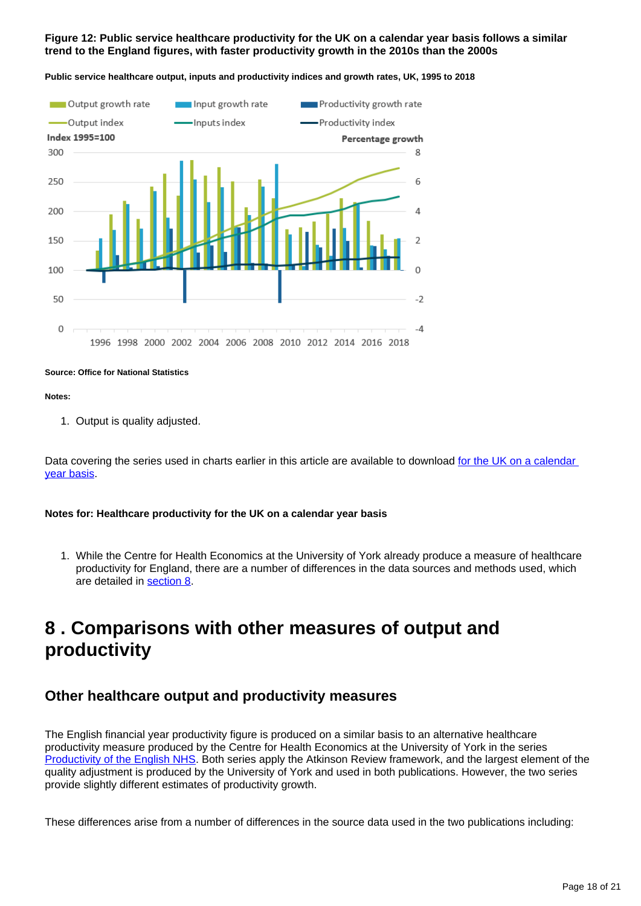**Figure 12: Public service healthcare productivity for the UK on a calendar year basis follows a similar trend to the England figures, with faster productivity growth in the 2010s than the 2000s**

**Public service healthcare output, inputs and productivity indices and growth rates, UK, 1995 to 2018**

**Source: Office for National Statistics**

**Notes:**

1. Output is quality adjusted.

Data covering the series used in charts earlier in this article are available to download for the UK on a calendar year basis.

**Notes for: Healthcare productivity for the UK on a calendar year basis**

1. While the Centre for Health Economics at the University of York already produce a measure of healthcare productivity for England, there are a number of differences in the data sources and methods used, which are detailed in section 8.

# 8 . Comparisons with other measures of output and productivity

## Other healthcare output and productivity measures

The English financial year productivity figure is produced on a similar basis to an alternative healthcare productivity measure produced by the Centre for Health Economics at the University of York in the series Productivity of the English NHS. Both series apply the Atkinson Review framework, and the largest element of the quality adjustment is produced by the University of York and used in both publications. However, the two series provide slightly different estimates of productivity growth.

These differences arise from a number of differences in the source data used in the two publications including: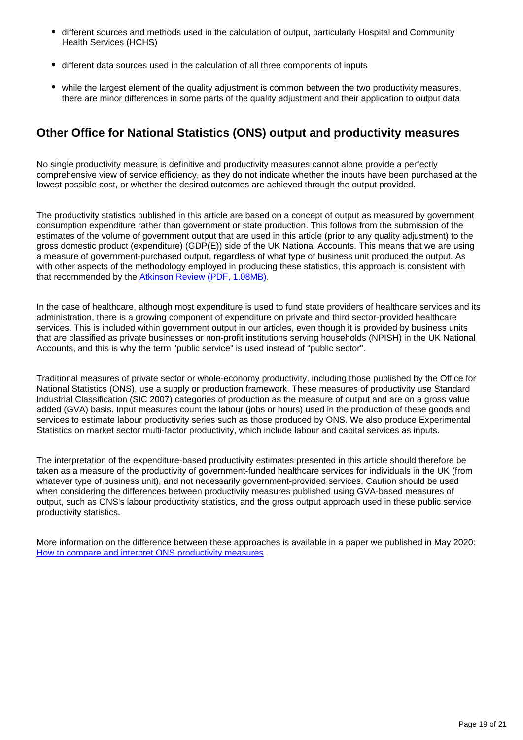- different sources and methods used in the calculation of output, particularly Hospital and Community Health Services (HCHS)

- different data sources used in the calculation of all three components of inputs

- while the largest element of the quality adjustment is common between the two productivity measures, there are minor differences in some parts of the quality adjustment and their application to output data

## Other Office for National Statistics (ONS) output and productivity measures

No single productivity measure is definitive and productivity measures cannot alone provide a perfectly comprehensive view of service efficiency, as they do not indicate whether the inputs have been purchased at the lowest possible cost, or whether the desired outcomes are achieved through the output provided.

The productivity statistics published in this article are based on a concept of output as measured by government consumption expenditure rather than government or state production. This follows from the submission of the estimates of the volume of government output that are used in this article (prior to any quality adjustment) to the gross domestic product (expenditure) (GDP(E)) side of the UK National Accounts. This means that we are using a measure of government-purchased output, regardless of what type of business unit produced the output. As with other aspects of the methodology employed in producing these statistics, this approach is consistent with that recommended by the [Atkinson Review (PDF, 1.08MB)](#).

In the case of healthcare, although most expenditure is used to fund state providers of healthcare services and its administration, there is a growing component of expenditure on private and third sector-provided healthcare services. This is included within government output in our articles, even though it is provided by business units that are classified as private businesses or non-profit institutions serving households (NPISH) in the UK National Accounts, and this is why the term "public service" is used instead of "public sector".

Traditional measures of private sector or whole-economy productivity, including those published by the Office for National Statistics (ONS), use a supply or production framework. These measures of productivity use Standard Industrial Classification (SIC 2007) categories of production as the measure of output and are on a gross value added (GVA) basis. Input measures count the labour (jobs or hours) used in the production of these goods and services to estimate labour productivity series such as those produced by ONS. We also produce Experimental Statistics on market sector multi-factor productivity, which include labour and capital services as inputs.

The interpretation of the expenditure-based productivity estimates presented in this article should therefore be taken as a measure of the productivity of government-funded healthcare services for individuals in the UK (from whatever type of business unit), and not necessarily government-provided services. Caution should be used when considering the differences between productivity measures published using GVA-based measures of output, such as ONS's labour productivity statistics, and the gross output approach used in these public service productivity statistics.

More information on the difference between these approaches is available in a paper we published in May 2020: [How to compare and interpret ONS productivity measures](#).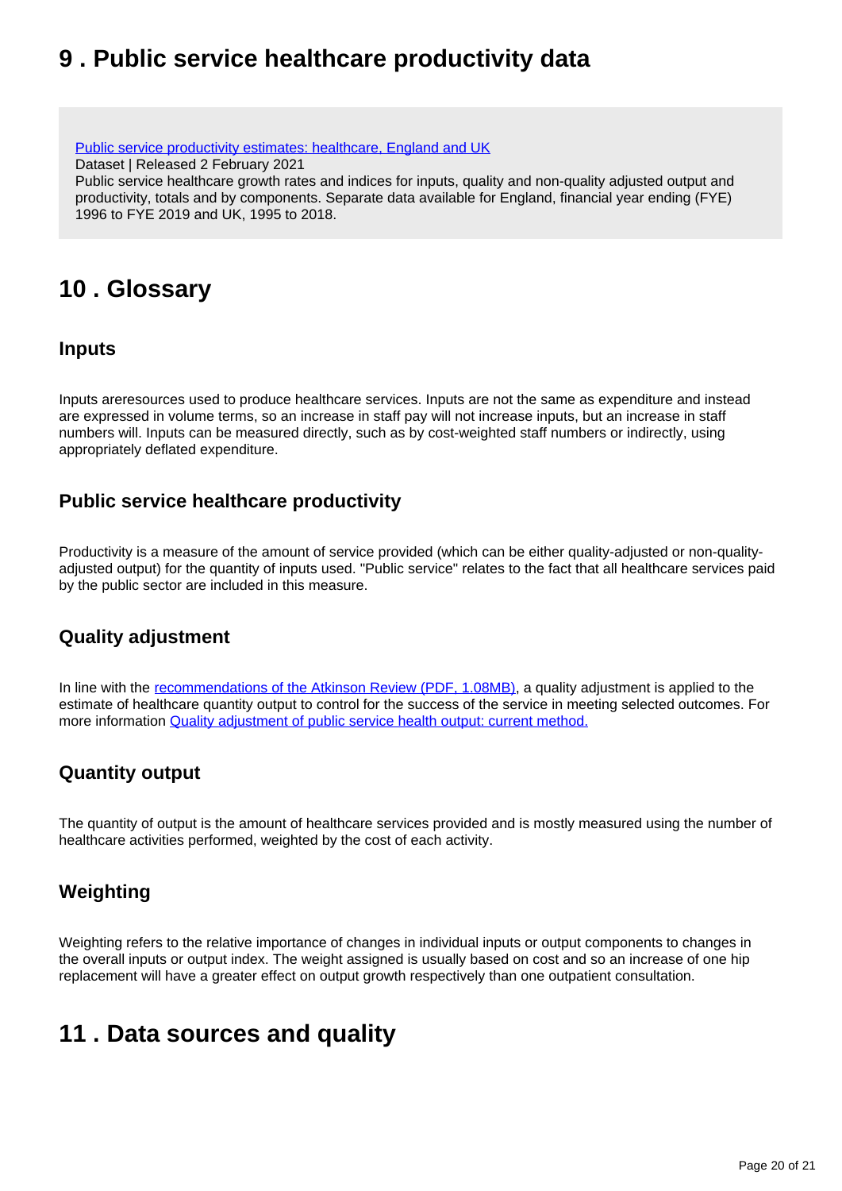## 9 . Public service healthcare productivity data

[Public service productivity estimates: healthcare, England and UK](#)
Dataset | Released 2 February 2021
Public service healthcare growth rates and indices for inputs, quality and non-quality adjusted output and productivity, totals and by components. Separate data available for England, financial year ending (FYE) 1996 to FYE 2019 and UK, 1995 to 2018.

## 10 . Glossary

### Inputs

Inputs areresources used to produce healthcare services. Inputs are not the same as expenditure and instead are expressed in volume terms, so an increase in staff pay will not increase inputs, but an increase in staff numbers will. Inputs can be measured directly, such as by cost-weighted staff numbers or indirectly, using appropriately deflated expenditure.

### Public service healthcare productivity

Productivity is a measure of the amount of service provided (which can be either quality-adjusted or non-quality-adjusted output) for the quantity of inputs used. "Public service" relates to the fact that all healthcare services paid by the public sector are included in this measure.

### Quality adjustment

In line with the [recommendations of the Atkinson Review (PDF, 1.08MB)](#), a quality adjustment is applied to the estimate of healthcare quantity output to control for the success of the service in meeting selected outcomes. For more information [Quality adjustment of public service health output: current method.](#)

### Quantity output

The quantity of output is the amount of healthcare services provided and is mostly measured using the number of healthcare activities performed, weighted by the cost of each activity.

### Weighting

Weighting refers to the relative importance of changes in individual inputs or output components to changes in the overall inputs or output index. The weight assigned is usually based on cost and so an increase of one hip replacement will have a greater effect on output growth respectively than one outpatient consultation.

## 11 . Data sources and quality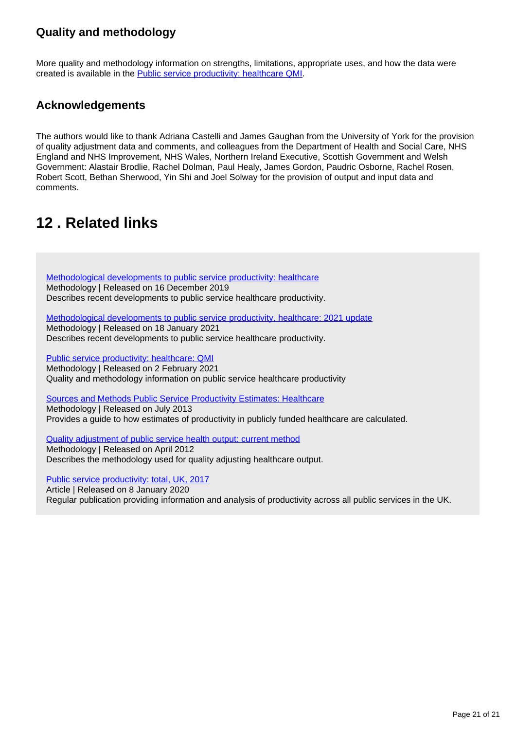### Quality and methodology

More quality and methodology information on strengths, limitations, appropriate uses, and how the data were created is available in the [Public service productivity: healthcare QMI](#).

### Acknowledgements

The authors would like to thank Adriana Castelli and James Gaughan from the University of York for the provision of quality adjustment data and comments, and colleagues from the Department of Health and Social Care, NHS England and NHS Improvement, NHS Wales, Northern Ireland Executive, Scottish Government and Welsh Government: Alastair Brodlie, Rachel Dolman, Paul Healy, James Gordon, Paudric Osborne, Rachel Rosen, Robert Scott, Bethan Sherwood, Yin Shi and Joel Solway for the provision of output and input data and comments.

## 12 . Related links

[Methodological developments to public service productivity: healthcare](#)
Methodology | Released on 16 December 2019
Describes recent developments to public service healthcare productivity.

[Methodological developments to public service productivity, healthcare: 2021 update](#)
Methodology | Released on 18 January 2021
Describes recent developments to public service healthcare productivity.

[Public service productivity: healthcare: QMI](#)
Methodology | Released on 2 February 2021
Quality and methodology information on public service healthcare productivity

[Sources and Methods Public Service Productivity Estimates: Healthcare](#)
Methodology | Released on July 2013
Provides a guide to how estimates of productivity in publicly funded healthcare are calculated.

[Quality adjustment of public service health output: current method](#)
Methodology | Released on April 2012
Describes the methodology used for quality adjusting healthcare output.

[Public service productivity: total, UK, 2017](#)
Article | Released on 8 January 2020
Regular publication providing information and analysis of productivity across all public services in the UK.